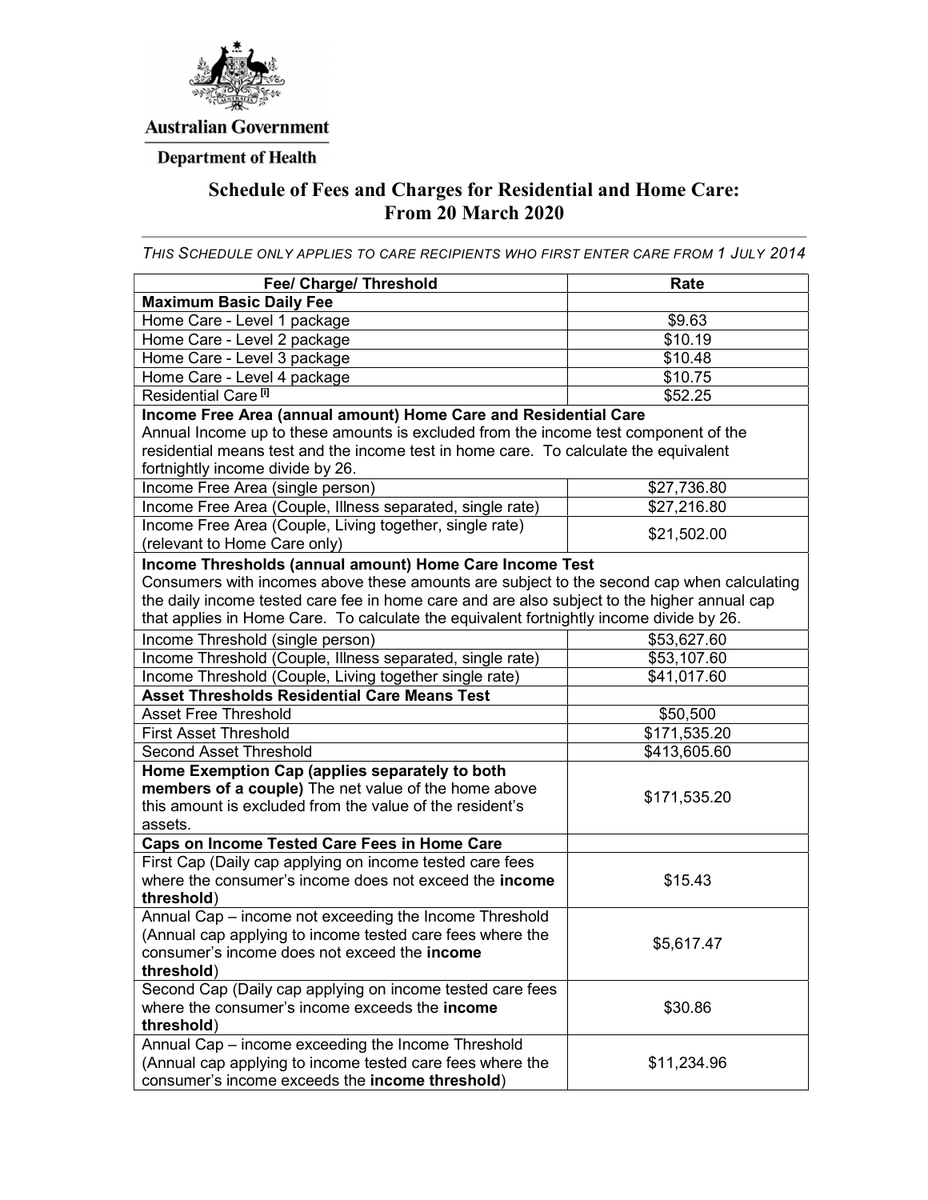Australian Government

Department of Health

# Schedule of Fees and Charges for Residential and Home Care: From 20 March 2020

*THIS SCHEDULE ONLY APPLIES TO CARE RECIPIENTS WHO FIRST ENTER CARE FROM 1 JULY 2014*

| Fee/ Charge/ Threshold | Rate |
|---|---|
| **Maximum Basic Daily Fee** | |
| Home Care - Level 1 package | $9.63 |
| Home Care - Level 2 package | $10.19 |
| Home Care - Level 3 package | $10.48 |
| Home Care - Level 4 package | $10.75 |
| Residential Care [i] | $52.25 |
| **Income Free Area (annual amount) Home Care and Residential Care** Annual Income up to these amounts is excluded from the income test component of the residential means test and the income test in home care. To calculate the equivalent fortnightly income divide by 26. | |
| Income Free Area (single person) | $27,736.80 |
| Income Free Area (Couple, Illness separated, single rate) | $27,216.80 |
| Income Free Area (Couple, Living together, single rate) (relevant to Home Care only) | $21,502.00 |
| **Income Thresholds (annual amount) Home Care Income Test** Consumers with incomes above these amounts are subject to the second cap when calculating the daily income tested care fee in home care and are also subject to the higher annual cap that applies in Home Care. To calculate the equivalent fortnightly income divide by 26. | |
| Income Threshold (single person) | $53,627.60 |
| Income Threshold (Couple, Illness separated, single rate) | $53,107.60 |
| Income Threshold (Couple, Living together single rate) | $41,017.60 |
| **Asset Thresholds Residential Care Means Test** | |
| Asset Free Threshold | $50,500 |
| First Asset Threshold | $171,535.20 |
| Second Asset Threshold | $413,605.60 |
| **Home Exemption Cap (applies separately to both members of a couple)** The net value of the home above this amount is excluded from the value of the resident's assets. | $171,535.20 |
| **Caps on Income Tested Care Fees in Home Care** | |
| First Cap (Daily cap applying on income tested care fees where the consumer's income does not exceed the **income threshold**) | $15.43 |
| Annual Cap – income not exceeding the Income Threshold (Annual cap applying to income tested care fees where the consumer's income does not exceed the **income threshold**) | $5,617.47 |
| Second Cap (Daily cap applying on income tested care fees where the consumer's income exceeds the **income threshold**) | $30.86 |
| Annual Cap – income exceeding the Income Threshold (Annual cap applying to income tested care fees where the consumer's income exceeds the **income threshold**) | $11,234.96 |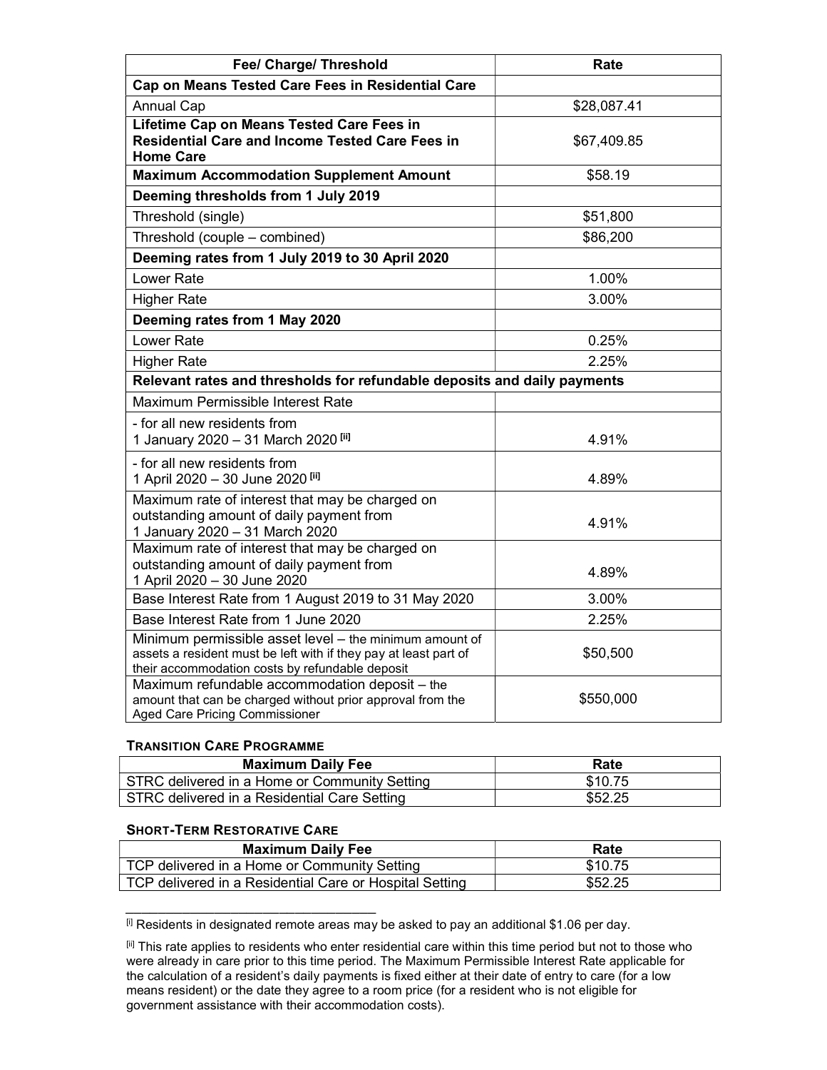| Fee/ Charge/ Threshold | Rate |
|---|---|
| **Cap on Means Tested Care Fees in Residential Care** | |
| Annual Cap | $28,087.41 |
| **Lifetime Cap on Means Tested Care Fees in Residential Care and Income Tested Care Fees in Home Care** | $67,409.85 |
| **Maximum Accommodation Supplement Amount** | $58.19 |
| **Deeming thresholds from 1 July 2019** | |
| Threshold (single) | $51,800 |
| Threshold (couple – combined) | $86,200 |
| **Deeming rates from 1 July 2019 to 30 April 2020** | |
| Lower Rate | 1.00% |
| Higher Rate | 3.00% |
| **Deeming rates from 1 May 2020** | |
| Lower Rate | 0.25% |
| Higher Rate | 2.25% |
| **Relevant rates and thresholds for refundable deposits and daily payments** | |
| Maximum Permissible Interest Rate | |
| - for all new residents from 1 January 2020 – 31 March 2020 [ii] | 4.91% |
| - for all new residents from 1 April 2020 – 30 June 2020 [ii] | 4.89% |
| Maximum rate of interest that may be charged on outstanding amount of daily payment from 1 January 2020 – 31 March 2020 | 4.91% |
| Maximum rate of interest that may be charged on outstanding amount of daily payment from 1 April 2020 – 30 June 2020 | 4.89% |
| Base Interest Rate from 1 August 2019 to 31 May 2020 | 3.00% |
| Base Interest Rate from 1 June 2020 | 2.25% |
| Minimum permissible asset level – the minimum amount of assets a resident must be left with if they pay at least part of their accommodation costs by refundable deposit | $50,500 |
| Maximum refundable accommodation deposit – the amount that can be charged without prior approval from the Aged Care Pricing Commissioner | $550,000 |

### Transition Care Programme

| Maximum Daily Fee | Rate |
|---|---|
| STRC delivered in a Home or Community Setting | $10.75 |
| STRC delivered in a Residential Care Setting | $52.25 |

### Short-Term Restorative Care

| Maximum Daily Fee | Rate |
|---|---|
| TCP delivered in a Home or Community Setting | $10.75 |
| TCP delivered in a Residential Care or Hospital Setting | $52.25 |

---

[i] Residents in designated remote areas may be asked to pay an additional $1.06 per day.

[ii] This rate applies to residents who enter residential care within this time period but not to those who were already in care prior to this time period. The Maximum Permissible Interest Rate applicable for the calculation of a resident's daily payments is fixed either at their date of entry to care (for a low means resident) or the date they agree to a room price (for a resident who is not eligible for government assistance with their accommodation costs).